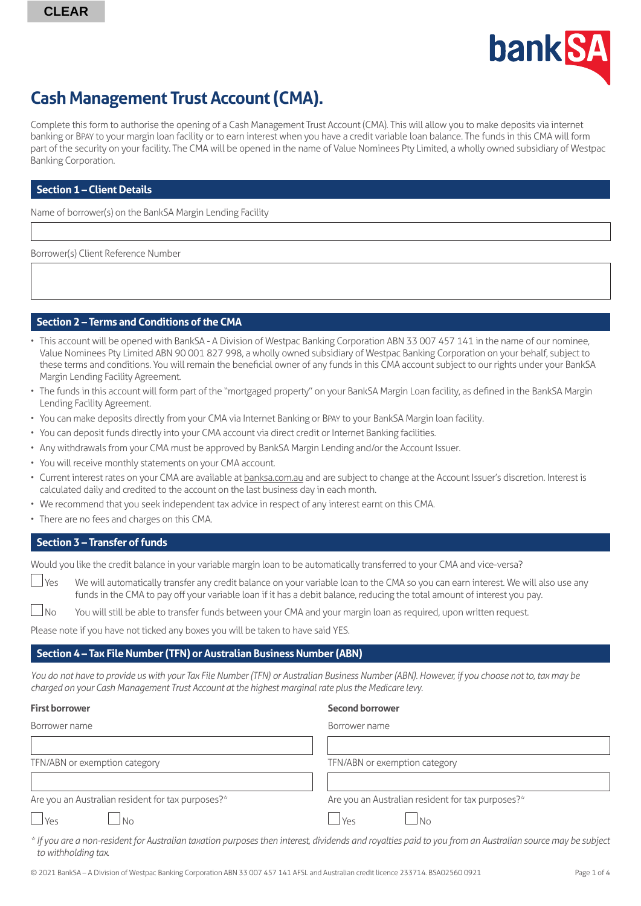CLEAR

# Cash Management Trust Account (CMA).

Complete this form to authorise the opening of a Cash Management Trust Account (CMA). This will allow you to make deposits via internet banking or BPAY to your margin loan facility or to earn interest when you have a credit variable loan balance. The funds in this CMA will form part of the security on your facility. The CMA will be opened in the name of Value Nominees Pty Limited, a wholly owned subsidiary of Westpac Banking Corporation.

## Section 1 – Client Details

Name of borrower(s) on the BankSA Margin Lending Facility

Borrower(s) Client Reference Number

## Section 2 – Terms and Conditions of the CMA

- This account will be opened with BankSA - A Division of Westpac Banking Corporation ABN 33 007 457 141 in the name of our nominee, Value Nominees Pty Limited ABN 90 001 827 998, a wholly owned subsidiary of Westpac Banking Corporation on your behalf, subject to these terms and conditions. You will remain the beneficial owner of any funds in this CMA account subject to our rights under your BankSA Margin Lending Facility Agreement.
- The funds in this account will form part of the "mortgaged property" on your BankSA Margin Loan facility, as defined in the BankSA Margin Lending Facility Agreement.
- You can make deposits directly from your CMA via Internet Banking or BPAY to your BankSA Margin loan facility.
- You can deposit funds directly into your CMA account via direct credit or Internet Banking facilities.
- Any withdrawals from your CMA must be approved by BankSA Margin Lending and/or the Account Issuer.
- You will receive monthly statements on your CMA account.
- Current interest rates on your CMA are available at banksa.com.au and are subject to change at the Account Issuer's discretion. Interest is calculated daily and credited to the account on the last business day in each month.
- We recommend that you seek independent tax advice in respect of any interest earnt on this CMA.
- There are no fees and charges on this CMA.

## Section 3 – Transfer of funds

Would you like the credit balance in your variable margin loan to be automatically transferred to your CMA and vice-versa?

☐ Yes — We will automatically transfer any credit balance on your variable loan to the CMA so you can earn interest. We will also use any funds in the CMA to pay off your variable loan if it has a debit balance, reducing the total amount of interest you pay.

☐ No — You will still be able to transfer funds between your CMA and your margin loan as required, upon written request.

Please note if you have not ticked any boxes you will be taken to have said YES.

## Section 4 – Tax File Number (TFN) or Australian Business Number (ABN)

*You do not have to provide us with your Tax File Number (TFN) or Australian Business Number (ABN). However, if you choose not to, tax may be charged on your Cash Management Trust Account at the highest marginal rate plus the Medicare levy.*

**First borrower**

Borrower name

TFN/ABN or exemption category

Are you an Australian resident for tax purposes?*

☐ Yes ☐ No

**Second borrower**

Borrower name

TFN/ABN or exemption category

Are you an Australian resident for tax purposes?*

☐ Yes ☐ No

*\* If you are a non-resident for Australian taxation purposes then interest, dividends and royalties paid to you from an Australian source may be subject to withholding tax.*

© 2021 BankSA – A Division of Westpac Banking Corporation ABN 33 007 457 141 AFSL and Australian credit licence 233714. BSA02560 0921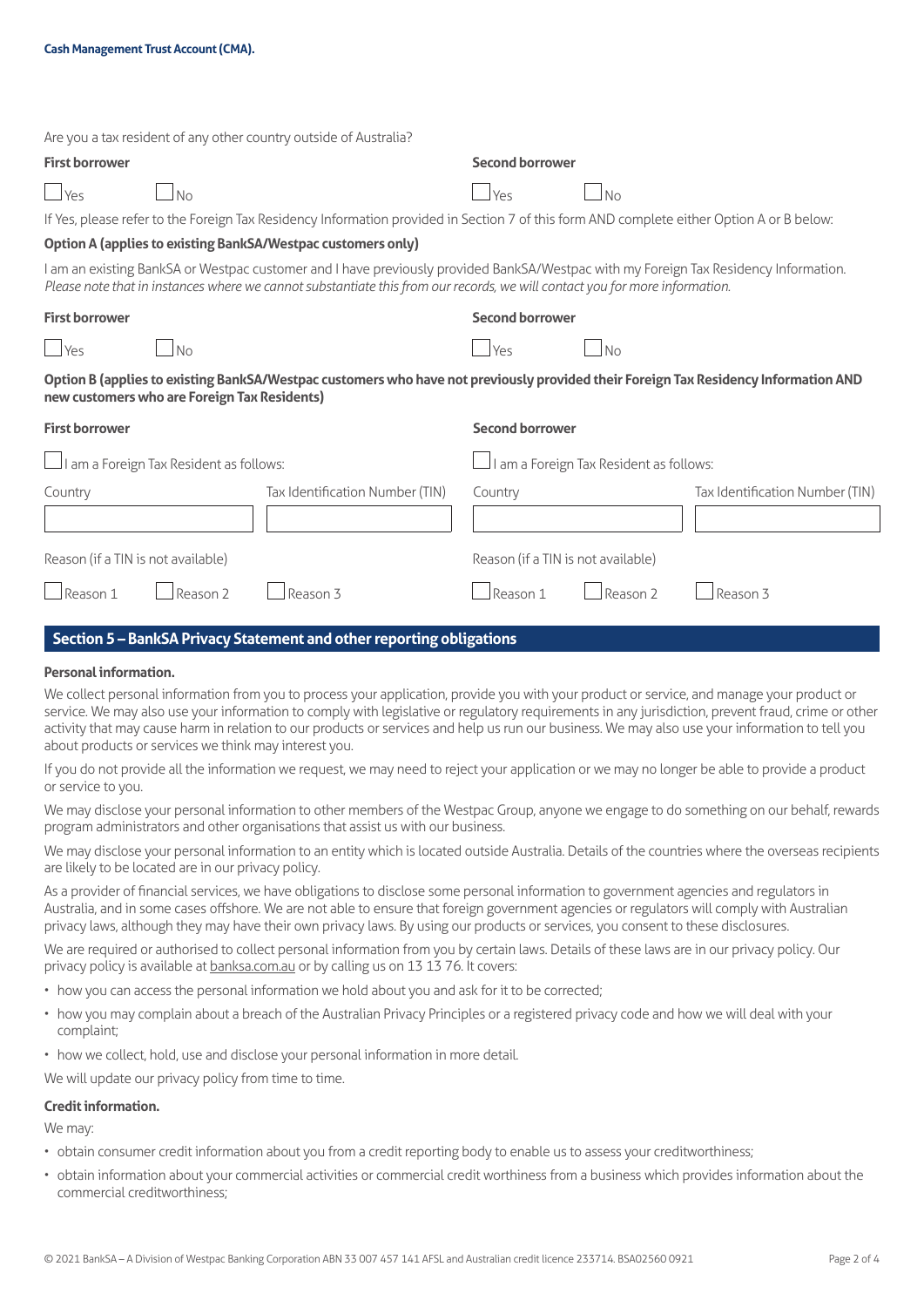Are you a tax resident of any other country outside of Australia?

| First borrower | | Second borrower | |
|---|---|---|---|
| ☐ Yes | ☐ No | ☐ Yes | ☐ No |

If Yes, please refer to the Foreign Tax Residency Information provided in Section 7 of this form AND complete either Option A or B below:

**Option A (applies to existing BankSA/Westpac customers only)**

I am an existing BankSA or Westpac customer and I have previously provided BankSA/Westpac with my Foreign Tax Residency Information.
*Please note that in instances where we cannot substantiate this from our records, we will contact you for more information.*

| First borrower | | Second borrower | |
|---|---|---|---|
| ☐ Yes | ☐ No | ☐ Yes | ☐ No |

**Option B (applies to existing BankSA/Westpac customers who have not previously provided their Foreign Tax Residency Information AND new customers who are Foreign Tax Residents)**

**First borrower**

☐ I am a Foreign Tax Resident as follows:

| Country | Tax Identification Number (TIN) |
|---|---|
| | |

Reason (if a TIN is not available)

☐ Reason 1 ☐ Reason 2 ☐ Reason 3

**Second borrower**

☐ I am a Foreign Tax Resident as follows:

| Country | Tax Identification Number (TIN) |
|---|---|
| | |

Reason (if a TIN is not available)

☐ Reason 1 ☐ Reason 2 ☐ Reason 3

## Section 5 – BankSA Privacy Statement and other reporting obligations

**Personal information.**

We collect personal information from you to process your application, provide you with your product or service, and manage your product or service. We may also use your information to comply with legislative or regulatory requirements in any jurisdiction, prevent fraud, crime or other activity that may cause harm in relation to our products or services and help us run our business. We may also use your information to tell you about products or services we think may interest you.

If you do not provide all the information we request, we may need to reject your application or we may no longer be able to provide a product or service to you.

We may disclose your personal information to other members of the Westpac Group, anyone we engage to do something on our behalf, rewards program administrators and other organisations that assist us with our business.

We may disclose your personal information to an entity which is located outside Australia. Details of the countries where the overseas recipients are likely to be located are in our privacy policy.

As a provider of financial services, we have obligations to disclose some personal information to government agencies and regulators in Australia, and in some cases offshore. We are not able to ensure that foreign government agencies or regulators will comply with Australian privacy laws, although they may have their own privacy laws. By using our products or services, you consent to these disclosures.

We are required or authorised to collect personal information from you by certain laws. Details of these laws are in our privacy policy. Our privacy policy is available at banksa.com.au or by calling us on 13 13 76. It covers:

- how you can access the personal information we hold about you and ask for it to be corrected;
- how you may complain about a breach of the Australian Privacy Principles or a registered privacy code and how we will deal with your complaint;
- how we collect, hold, use and disclose your personal information in more detail.

We will update our privacy policy from time to time.

**Credit information.**

We may:

- obtain consumer credit information about you from a credit reporting body to enable us to assess your creditworthiness;
- obtain information about your commercial activities or commercial credit worthiness from a business which provides information about the commercial creditworthiness;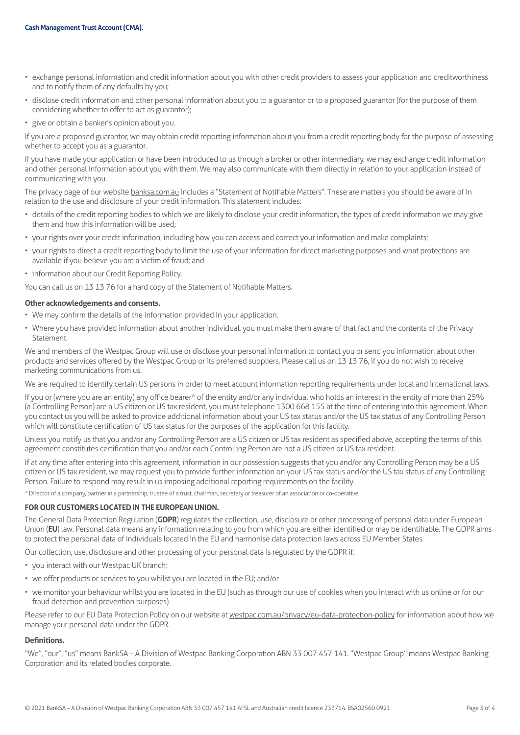- exchange personal information and credit information about you with other credit providers to assess your application and creditworthiness and to notify them of any defaults by you;
- disclose credit information and other personal information about you to a guarantor or to a proposed guarantor (for the purpose of them considering whether to offer to act as guarantor);
- give or obtain a banker's opinion about you.

If you are a proposed guarantor, we may obtain credit reporting information about you from a credit reporting body for the purpose of assessing whether to accept you as a guarantor.

If you have made your application or have been introduced to us through a broker or other intermediary, we may exchange credit information and other personal information about you with them. We may also communicate with them directly in relation to your application instead of communicating with you.

The privacy page of our website banksa.com.au includes a "Statement of Notifiable Matters". These are matters you should be aware of in relation to the use and disclosure of your credit information. This statement includes:

- details of the credit reporting bodies to which we are likely to disclose your credit information, the types of credit information we may give them and how this information will be used;
- your rights over your credit information, including how you can access and correct your information and make complaints;
- your rights to direct a credit reporting body to limit the use of your information for direct marketing purposes and what protections are available if you believe you are a victim of fraud; and
- information about our Credit Reporting Policy.

You can call us on 13 13 76 for a hard copy of the Statement of Notifiable Matters.

**Other acknowledgements and consents.**

- We may confirm the details of the information provided in your application.
- Where you have provided information about another individual, you must make them aware of that fact and the contents of the Privacy Statement.

We and members of the Westpac Group will use or disclose your personal information to contact you or send you information about other products and services offered by the Westpac Group or its preferred suppliers. Please call us on 13 13 76, if you do not wish to receive marketing communications from us.

We are required to identify certain US persons in order to meet account information reporting requirements under local and international laws.

If you or (where you are an entity) any office bearer* of the entity and/or any individual who holds an interest in the entity of more than 25% (a Controlling Person) are a US citizen or US tax resident, you must telephone 1300 668 155 at the time of entering into this agreement. When you contact us you will be asked to provide additional information about your US tax status and/or the US tax status of any Controlling Person which will constitute certification of US tax status for the purposes of the application for this facility.

Unless you notify us that you and/or any Controlling Person are a US citizen or US tax resident as specified above, accepting the terms of this agreement constitutes certification that you and/or each Controlling Person are not a US citizen or US tax resident.

If at any time after entering into this agreement, information in our possession suggests that you and/or any Controlling Person may be a US citizen or US tax resident, we may request you to provide further information on your US tax status and/or the US tax status of any Controlling Person. Failure to respond may result in us imposing additional reporting requirements on the facility.

* Director of a company, partner in a partnership, trustee of a trust, chairman, secretary or treasurer of an association or co-operative.

**FOR OUR CUSTOMERS LOCATED IN THE EUROPEAN UNION.**

The General Data Protection Regulation (**GDPR**) regulates the collection, use, disclosure or other processing of personal data under European Union (**EU**) law. Personal data means any information relating to you from which you are either identified or may be identifiable. The GDPR aims to protect the personal data of individuals located in the EU and harmonise data protection laws across EU Member States.

Our collection, use, disclosure and other processing of your personal data is regulated by the GDPR if:

- you interact with our Westpac UK branch;
- we offer products or services to you whilst you are located in the EU; and/or
- we monitor your behaviour whilst you are located in the EU (such as through our use of cookies when you interact with us online or for our fraud detection and prevention purposes).

Please refer to our EU Data Protection Policy on our website at westpac.com.au/privacy/eu-data-protection-policy for information about how we manage your personal data under the GDPR.

**Definitions.**

"We", "our", "us" means BankSA – A Division of Westpac Banking Corporation ABN 33 007 457 141. "Westpac Group" means Westpac Banking Corporation and its related bodies corporate.

© 2021 BankSA – A Division of Westpac Banking Corporation ABN 33 007 457 141 AFSL and Australian credit licence 233714. BSA02560 0921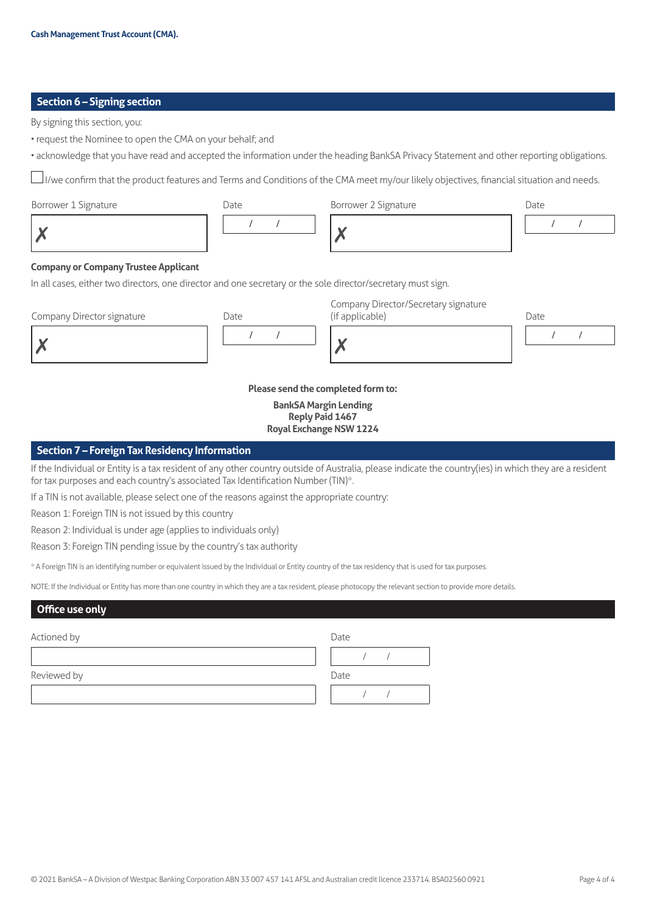## Section 6 – Signing section

By signing this section, you:

- request the Nominee to open the CMA on your behalf; and
- acknowledge that you have read and accepted the information under the heading BankSA Privacy Statement and other reporting obligations.

☐ I/we confirm that the product features and Terms and Conditions of the CMA meet my/our likely objectives, financial situation and needs.

| Borrower 1 Signature | Date | Borrower 2 Signature | Date |
|---|---|---|---|
| ✗ | / / | ✗ | / / |

**Company or Company Trustee Applicant**

In all cases, either two directors, one director and one secretary or the sole director/secretary must sign.

| Company Director signature | Date | Company Director/Secretary signature (if applicable) | Date |
|---|---|---|---|
| ✗ | / / | ✗ | / / |

**Please send the completed form to:**

**BankSA Margin Lending**
**Reply Paid 1467**
**Royal Exchange NSW 1224**

## Section 7 – Foreign Tax Residency Information

If the Individual or Entity is a tax resident of any other country outside of Australia, please indicate the country(ies) in which they are a resident for tax purposes and each country's associated Tax Identification Number (TIN)*.

If a TIN is not available, please select one of the reasons against the appropriate country:

Reason 1: Foreign TIN is not issued by this country

Reason 2: Individual is under age (applies to individuals only)

Reason 3: Foreign TIN pending issue by the country's tax authority

* A Foreign TIN is an identifying number or equivalent issued by the Individual or Entity country of the tax residency that is used for tax purposes.

NOTE: If the Individual or Entity has more than one country in which they are a tax resident, please photocopy the relevant section to provide more details.

## Office use only

| Actioned by | Date |
|---|---|
| | / / |

| Reviewed by | Date |
|---|---|
| | / / |

© 2021 BankSA – A Division of Westpac Banking Corporation ABN 33 007 457 141 AFSL and Australian credit licence 233714. BSA02560 0921